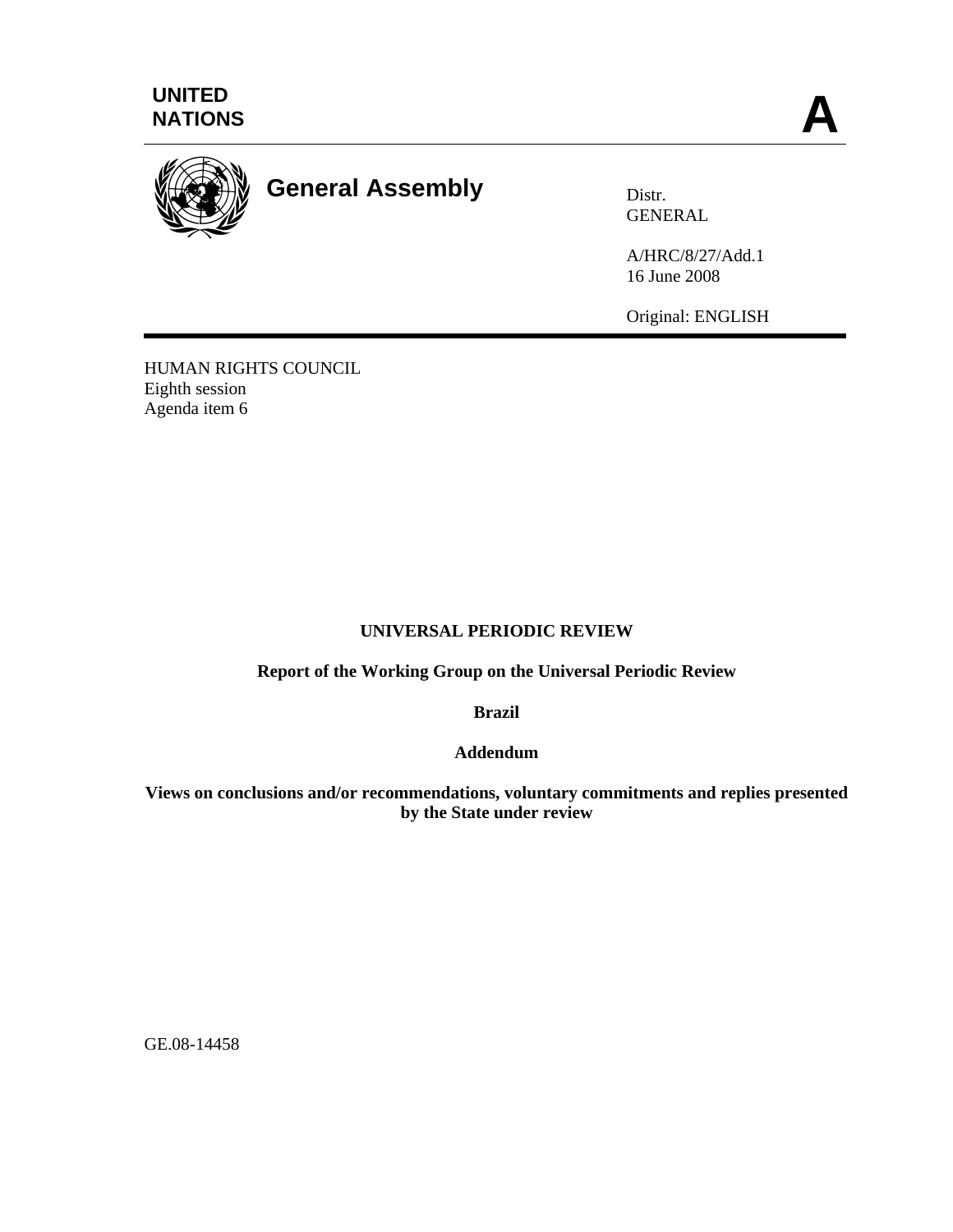UNITED NATIONS

**A**

# General Assembly

Distr.
GENERAL

A/HRC/8/27/Add.1
16 June 2008

Original: ENGLISH

HUMAN RIGHTS COUNCIL
Eighth session
Agenda item 6

**UNIVERSAL PERIODIC REVIEW**

**Report of the Working Group on the Universal Periodic Review**

**Brazil**

**Addendum**

**Views on conclusions and/or recommendations, voluntary commitments and replies presented by the State under review**

GE.08-14458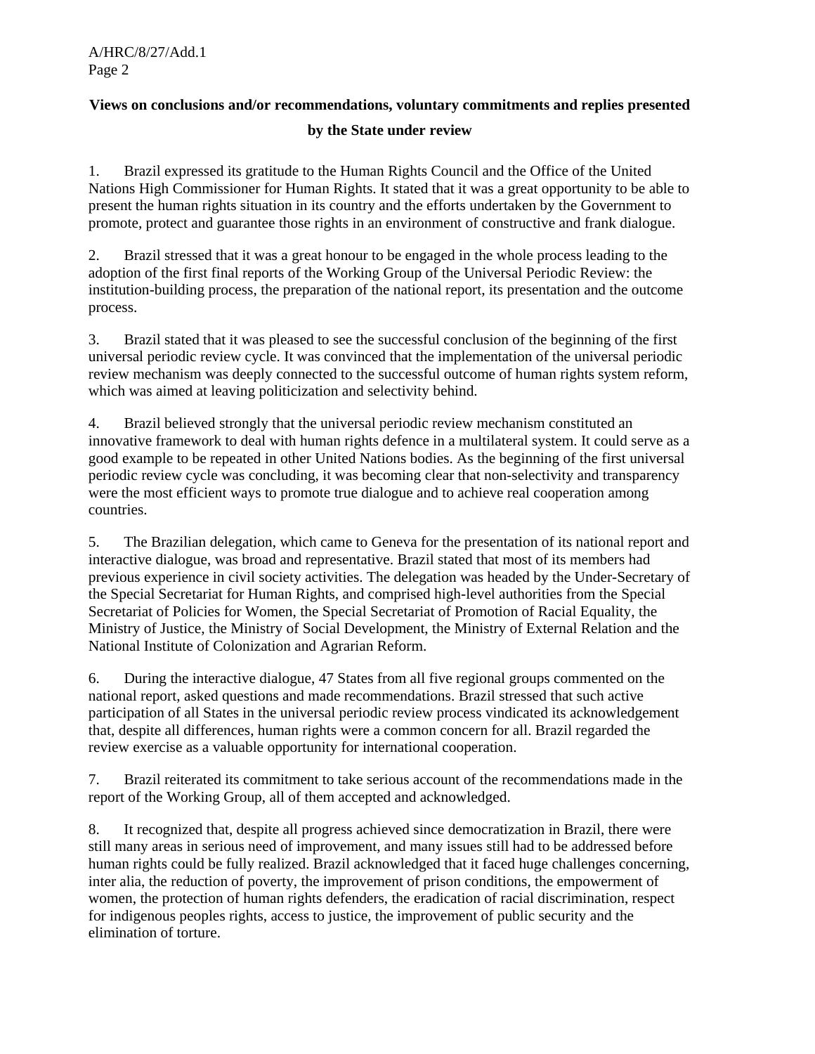**Views on conclusions and/or recommendations, voluntary commitments and replies presented by the State under review**

1. Brazil expressed its gratitude to the Human Rights Council and the Office of the United Nations High Commissioner for Human Rights. It stated that it was a great opportunity to be able to present the human rights situation in its country and the efforts undertaken by the Government to promote, protect and guarantee those rights in an environment of constructive and frank dialogue.

2. Brazil stressed that it was a great honour to be engaged in the whole process leading to the adoption of the first final reports of the Working Group of the Universal Periodic Review: the institution-building process, the preparation of the national report, its presentation and the outcome process.

3. Brazil stated that it was pleased to see the successful conclusion of the beginning of the first universal periodic review cycle. It was convinced that the implementation of the universal periodic review mechanism was deeply connected to the successful outcome of human rights system reform, which was aimed at leaving politicization and selectivity behind.

4. Brazil believed strongly that the universal periodic review mechanism constituted an innovative framework to deal with human rights defence in a multilateral system. It could serve as a good example to be repeated in other United Nations bodies. As the beginning of the first universal periodic review cycle was concluding, it was becoming clear that non-selectivity and transparency were the most efficient ways to promote true dialogue and to achieve real cooperation among countries.

5. The Brazilian delegation, which came to Geneva for the presentation of its national report and interactive dialogue, was broad and representative. Brazil stated that most of its members had previous experience in civil society activities. The delegation was headed by the Under-Secretary of the Special Secretariat for Human Rights, and comprised high-level authorities from the Special Secretariat of Policies for Women, the Special Secretariat of Promotion of Racial Equality, the Ministry of Justice, the Ministry of Social Development, the Ministry of External Relation and the National Institute of Colonization and Agrarian Reform.

6. During the interactive dialogue, 47 States from all five regional groups commented on the national report, asked questions and made recommendations. Brazil stressed that such active participation of all States in the universal periodic review process vindicated its acknowledgement that, despite all differences, human rights were a common concern for all. Brazil regarded the review exercise as a valuable opportunity for international cooperation.

7. Brazil reiterated its commitment to take serious account of the recommendations made in the report of the Working Group, all of them accepted and acknowledged.

8. It recognized that, despite all progress achieved since democratization in Brazil, there were still many areas in serious need of improvement, and many issues still had to be addressed before human rights could be fully realized. Brazil acknowledged that it faced huge challenges concerning, inter alia, the reduction of poverty, the improvement of prison conditions, the empowerment of women, the protection of human rights defenders, the eradication of racial discrimination, respect for indigenous peoples rights, access to justice, the improvement of public security and the elimination of torture.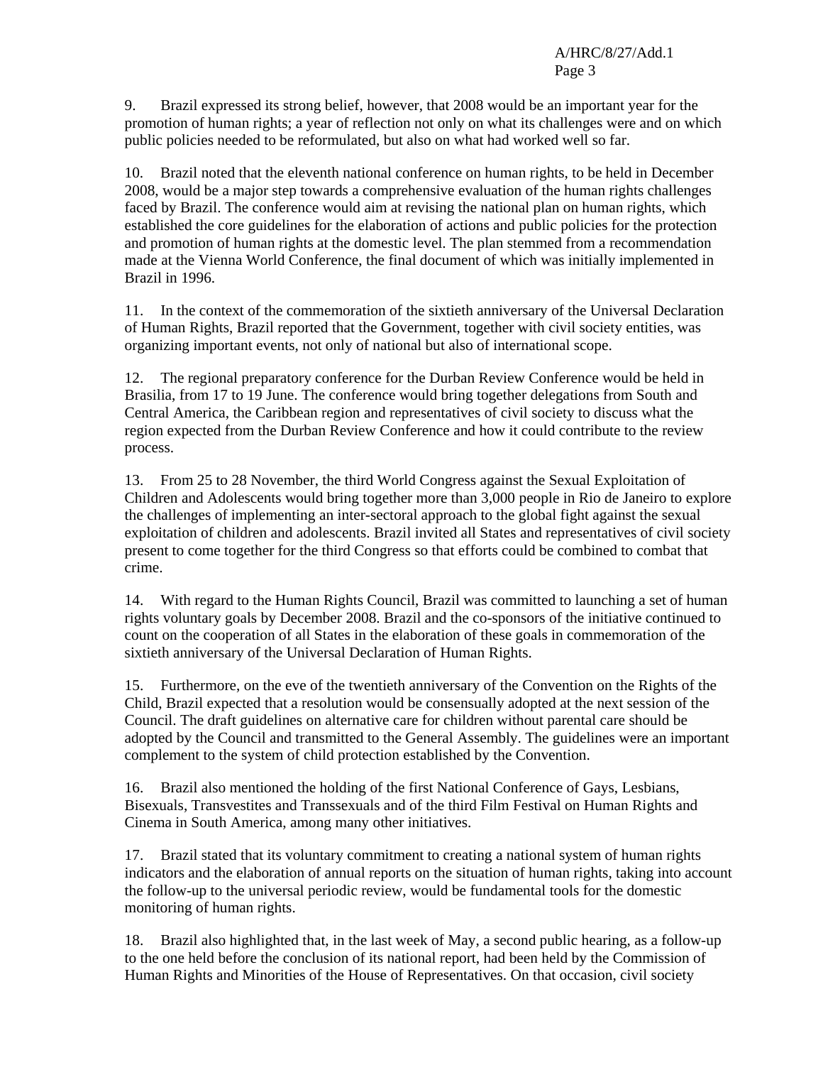9. Brazil expressed its strong belief, however, that 2008 would be an important year for the promotion of human rights; a year of reflection not only on what its challenges were and on which public policies needed to be reformulated, but also on what had worked well so far.

10. Brazil noted that the eleventh national conference on human rights, to be held in December 2008, would be a major step towards a comprehensive evaluation of the human rights challenges faced by Brazil. The conference would aim at revising the national plan on human rights, which established the core guidelines for the elaboration of actions and public policies for the protection and promotion of human rights at the domestic level. The plan stemmed from a recommendation made at the Vienna World Conference, the final document of which was initially implemented in Brazil in 1996.

11. In the context of the commemoration of the sixtieth anniversary of the Universal Declaration of Human Rights, Brazil reported that the Government, together with civil society entities, was organizing important events, not only of national but also of international scope.

12. The regional preparatory conference for the Durban Review Conference would be held in Brasilia, from 17 to 19 June. The conference would bring together delegations from South and Central America, the Caribbean region and representatives of civil society to discuss what the region expected from the Durban Review Conference and how it could contribute to the review process.

13. From 25 to 28 November, the third World Congress against the Sexual Exploitation of Children and Adolescents would bring together more than 3,000 people in Rio de Janeiro to explore the challenges of implementing an inter-sectoral approach to the global fight against the sexual exploitation of children and adolescents. Brazil invited all States and representatives of civil society present to come together for the third Congress so that efforts could be combined to combat that crime.

14. With regard to the Human Rights Council, Brazil was committed to launching a set of human rights voluntary goals by December 2008. Brazil and the co-sponsors of the initiative continued to count on the cooperation of all States in the elaboration of these goals in commemoration of the sixtieth anniversary of the Universal Declaration of Human Rights.

15. Furthermore, on the eve of the twentieth anniversary of the Convention on the Rights of the Child, Brazil expected that a resolution would be consensually adopted at the next session of the Council. The draft guidelines on alternative care for children without parental care should be adopted by the Council and transmitted to the General Assembly. The guidelines were an important complement to the system of child protection established by the Convention.

16. Brazil also mentioned the holding of the first National Conference of Gays, Lesbians, Bisexuals, Transvestites and Transsexuals and of the third Film Festival on Human Rights and Cinema in South America, among many other initiatives.

17. Brazil stated that its voluntary commitment to creating a national system of human rights indicators and the elaboration of annual reports on the situation of human rights, taking into account the follow-up to the universal periodic review, would be fundamental tools for the domestic monitoring of human rights.

18. Brazil also highlighted that, in the last week of May, a second public hearing, as a follow-up to the one held before the conclusion of its national report, had been held by the Commission of Human Rights and Minorities of the House of Representatives. On that occasion, civil society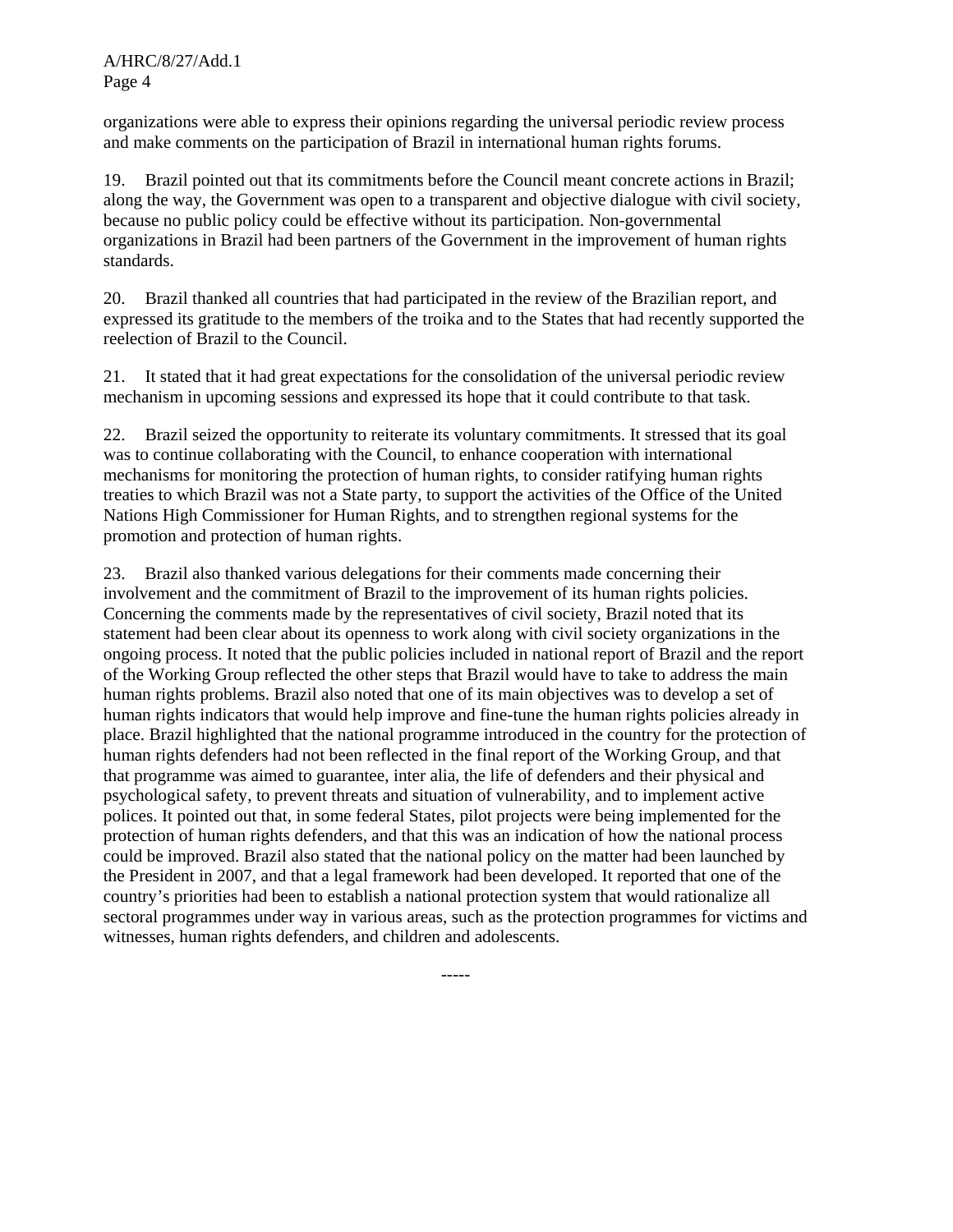organizations were able to express their opinions regarding the universal periodic review process and make comments on the participation of Brazil in international human rights forums.

19. Brazil pointed out that its commitments before the Council meant concrete actions in Brazil; along the way, the Government was open to a transparent and objective dialogue with civil society, because no public policy could be effective without its participation. Non-governmental organizations in Brazil had been partners of the Government in the improvement of human rights standards.

20. Brazil thanked all countries that had participated in the review of the Brazilian report, and expressed its gratitude to the members of the troika and to the States that had recently supported the reelection of Brazil to the Council.

21. It stated that it had great expectations for the consolidation of the universal periodic review mechanism in upcoming sessions and expressed its hope that it could contribute to that task.

22. Brazil seized the opportunity to reiterate its voluntary commitments. It stressed that its goal was to continue collaborating with the Council, to enhance cooperation with international mechanisms for monitoring the protection of human rights, to consider ratifying human rights treaties to which Brazil was not a State party, to support the activities of the Office of the United Nations High Commissioner for Human Rights, and to strengthen regional systems for the promotion and protection of human rights.

23. Brazil also thanked various delegations for their comments made concerning their involvement and the commitment of Brazil to the improvement of its human rights policies. Concerning the comments made by the representatives of civil society, Brazil noted that its statement had been clear about its openness to work along with civil society organizations in the ongoing process. It noted that the public policies included in national report of Brazil and the report of the Working Group reflected the other steps that Brazil would have to take to address the main human rights problems. Brazil also noted that one of its main objectives was to develop a set of human rights indicators that would help improve and fine-tune the human rights policies already in place. Brazil highlighted that the national programme introduced in the country for the protection of human rights defenders had not been reflected in the final report of the Working Group, and that that programme was aimed to guarantee, inter alia, the life of defenders and their physical and psychological safety, to prevent threats and situation of vulnerability, and to implement active polices. It pointed out that, in some federal States, pilot projects were being implemented for the protection of human rights defenders, and that this was an indication of how the national process could be improved. Brazil also stated that the national policy on the matter had been launched by the President in 2007, and that a legal framework had been developed. It reported that one of the country's priorities had been to establish a national protection system that would rationalize all sectoral programmes under way in various areas, such as the protection programmes for victims and witnesses, human rights defenders, and children and adolescents.

-----